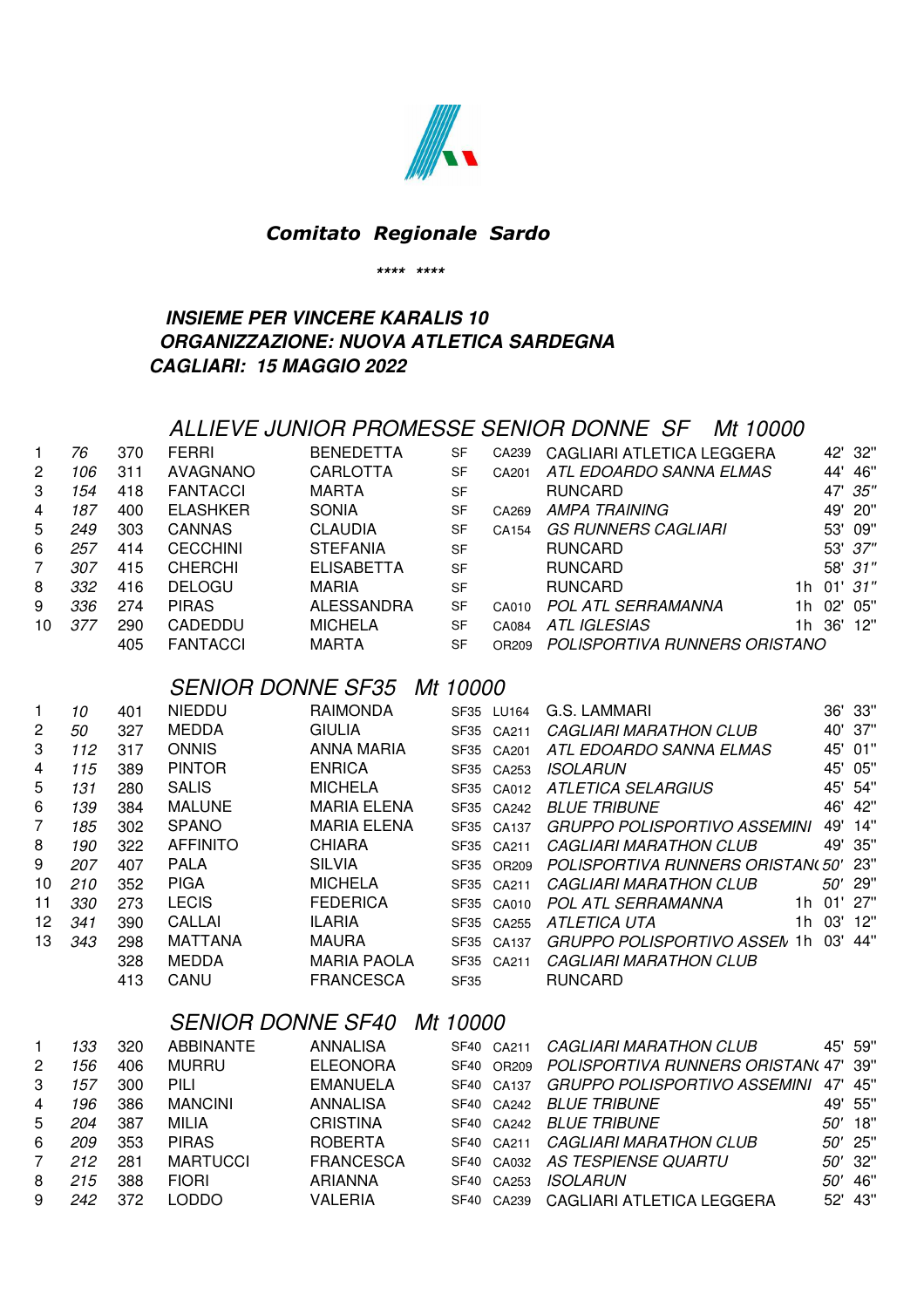## Comitato Regionale Sardo

\*\*\*\* \*\*\*\*

**INSIEME PER VINCERE KARALIS 10**
**ORGANIZZAZIONE: NUOVA ATLETICA SARDEGNA**
**CAGLIARI: 15 MAGGIO 2022**

### ALLIEVE JUNIOR PROMESSE SENIOR DONNE SF Mt 10000

| | | | | | | | | |
|---|---|---|---|---|---|---|---|---|
| 1 | 76 | 370 | FERRI | BENEDETTA | SF | CA239 | CAGLIARI ATLETICA LEGGERA | 42' 32" |
| 2 | 106 | 311 | AVAGNANO | CARLOTTA | SF | CA201 | ATL EDOARDO SANNA ELMAS | 44' 46" |
| 3 | 154 | 418 | FANTACCI | MARTA | SF | | RUNCARD | 47' 35" |
| 4 | 187 | 400 | ELASHKER | SONIA | SF | CA269 | AMPA TRAINING | 49' 20" |
| 5 | 249 | 303 | CANNAS | CLAUDIA | SF | CA154 | GS RUNNERS CAGLIARI | 53' 09" |
| 6 | 257 | 414 | CECCHINI | STEFANIA | SF | | RUNCARD | 53' 37" |
| 7 | 307 | 415 | CHERCHI | ELISABETTA | SF | | RUNCARD | 58' 31" |
| 8 | 332 | 416 | DELOGU | MARIA | SF | | RUNCARD | 1h 01' 31" |
| 9 | 336 | 274 | PIRAS | ALESSANDRA | SF | CA010 | POL ATL SERRAMANNA | 1h 02' 05" |
| 10 | 377 | 290 | CADEDDU | MICHELA | SF | CA084 | ATL IGLESIAS | 1h 36' 12" |
| | | 405 | FANTACCI | MARTA | SF | OR209 | POLISPORTIVA RUNNERS ORISTANO | |

### SENIOR DONNE SF35 Mt 10000

| | | | | | | | | |
|---|---|---|---|---|---|---|---|---|
| 1 | 10 | 401 | NIEDDU | RAIMONDA | SF35 | LU164 | G.S. LAMMARI | 36' 33" |
| 2 | 50 | 327 | MEDDA | GIULIA | SF35 | CA211 | CAGLIARI MARATHON CLUB | 40' 37" |
| 3 | 112 | 317 | ONNIS | ANNA MARIA | SF35 | CA201 | ATL EDOARDO SANNA ELMAS | 45' 01" |
| 4 | 115 | 389 | PINTOR | ENRICA | SF35 | CA253 | ISOLARUN | 45' 05" |
| 5 | 131 | 280 | SALIS | MICHELA | SF35 | CA012 | ATLETICA SELARGIUS | 45' 54" |
| 6 | 139 | 384 | MALUNE | MARIA ELENA | SF35 | CA242 | BLUE TRIBUNE | 46' 42" |
| 7 | 185 | 302 | SPANO | MARIA ELENA | SF35 | CA137 | GRUPPO POLISPORTIVO ASSEMINI | 49' 14" |
| 8 | 190 | 322 | AFFINITO | CHIARA | SF35 | CA211 | CAGLIARI MARATHON CLUB | 49' 35" |
| 9 | 207 | 407 | PALA | SILVIA | SF35 | OR209 | POLISPORTIVA RUNNERS ORISTAN( | 50' 23" |
| 10 | 210 | 352 | PIGA | MICHELA | SF35 | CA211 | CAGLIARI MARATHON CLUB | 50' 29" |
| 11 | 330 | 273 | LECIS | FEDERICA | SF35 | CA010 | POL ATL SERRAMANNA | 1h 01' 27" |
| 12 | 341 | 390 | CALLAI | ILARIA | SF35 | CA255 | ATLETICA UTA | 1h 03' 12" |
| 13 | 343 | 298 | MATTANA | MAURA | SF35 | CA137 | GRUPPO POLISPORTIVO ASSEN | 1h 03' 44" |
| | | 328 | MEDDA | MARIA PAOLA | SF35 | CA211 | CAGLIARI MARATHON CLUB | |
| | | 413 | CANU | FRANCESCA | SF35 | | RUNCARD | |

### SENIOR DONNE SF40 Mt 10000

| | | | | | | | | |
|---|---|---|---|---|---|---|---|---|
| 1 | 133 | 320 | ABBINANTE | ANNALISA | SF40 | CA211 | CAGLIARI MARATHON CLUB | 45' 59" |
| 2 | 156 | 406 | MURRU | ELEONORA | SF40 | OR209 | POLISPORTIVA RUNNERS ORISTAN( | 47' 39" |
| 3 | 157 | 300 | PILI | EMANUELA | SF40 | CA137 | GRUPPO POLISPORTIVO ASSEMINI | 47' 45" |
| 4 | 196 | 386 | MANCINI | ANNALISA | SF40 | CA242 | BLUE TRIBUNE | 49' 55" |
| 5 | 204 | 387 | MILIA | CRISTINA | SF40 | CA242 | BLUE TRIBUNE | 50' 18" |
| 6 | 209 | 353 | PIRAS | ROBERTA | SF40 | CA211 | CAGLIARI MARATHON CLUB | 50' 25" |
| 7 | 212 | 281 | MARTUCCI | FRANCESCA | SF40 | CA032 | AS TESPIENSE QUARTU | 50' 32" |
| 8 | 215 | 388 | FIORI | ARIANNA | SF40 | CA253 | ISOLARUN | 50' 46" |
| 9 | 242 | 372 | LODDO | VALERIA | SF40 | CA239 | CAGLIARI ATLETICA LEGGERA | 52' 43" |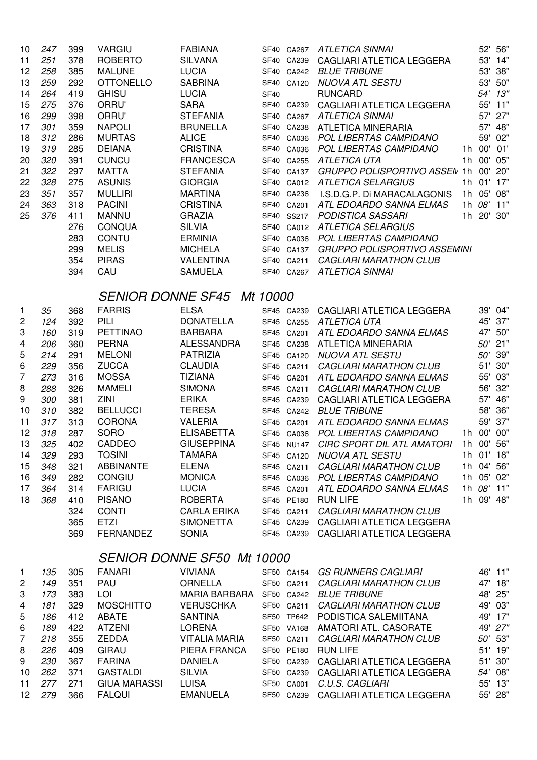| | | | | | | | | |
|---|---|---|---|---|---|---|---|---|
| 10 | *247* | 399 | VARGIU | FABIANA | SF40 | CA267 | *ATLETICA SINNAI* | 52' 56" |
| 11 | *251* | 378 | ROBERTO | SILVANA | SF40 | CA239 | CAGLIARI ATLETICA LEGGERA | 53' 14" |
| 12 | *258* | 385 | MALUNE | LUCIA | SF40 | CA242 | *BLUE TRIBUNE* | 53' 38" |
| 13 | *259* | 292 | OTTONELLO | SABRINA | SF40 | CA120 | *NUOVA ATL SESTU* | 53' 50" |
| 14 | *264* | 419 | GHISU | LUCIA | SF40 | | RUNCARD | *54' 13"* |
| 15 | *275* | 376 | ORRU' | SARA | SF40 | CA239 | CAGLIARI ATLETICA LEGGERA | 55' 11" |
| 16 | *299* | 398 | ORRU' | STEFANIA | SF40 | CA267 | *ATLETICA SINNAI* | 57' 27" |
| 17 | *301* | 359 | NAPOLI | BRUNELLA | SF40 | CA238 | ATLETICA MINERARIA | 57' 48" |
| 18 | *312* | 286 | MURTAS | ALICE | SF40 | CA036 | *POL LIBERTAS CAMPIDANO* | 59' 02" |
| 19 | *319* | 285 | DEIANA | CRISTINA | SF40 | CA036 | *POL LIBERTAS CAMPIDANO* | 1h 00' 01' |
| 20 | *320* | 391 | CUNCU | FRANCESCA | SF40 | CA255 | *ATLETICA UTA* | 1h 00' 05" |
| 21 | *322* | 297 | MATTA | STEFANIA | SF40 | CA137 | *GRUPPO POLISPORTIVO ASSEM* | 1h 00' 20" |
| 22 | *328* | 275 | ASUNIS | GIORGIA | SF40 | CA012 | *ATLETICA SELARGIUS* | 1h 01' 17" |
| 23 | *351* | 357 | MULLIRI | MARTINA | SF40 | CA236 | I.S.D.G.P. Di MARACALAGONIS | 1h 05' 08" |
| 24 | *363* | 318 | PACINI | CRISTINA | SF40 | CA201 | *ATL EDOARDO SANNA ELMAS* | 1h *08'* 11" |
| 25 | *376* | 411 | MANNU | GRAZIA | SF40 | SS217 | *PODISTICA SASSARI* | 1h 20' 30" |
| | | 276 | CONQUA | SILVIA | SF40 | CA012 | *ATLETICA SELARGIUS* | |
| | | 283 | CONTU | ERMINIA | SF40 | CA036 | *POL LIBERTAS CAMPIDANO* | |
| | | 299 | MELIS | MICHELA | SF40 | CA137 | *GRUPPO POLISPORTIVO ASSEMINI* | |
| | | 354 | PIRAS | VALENTINA | SF40 | CA211 | *CAGLIARI MARATHON CLUB* | |
| | | 394 | CAU | SAMUELA | SF40 | CA267 | *ATLETICA SINNAI* | |

## *SENIOR DONNE SF45 Mt 10000*

| | | | | | | | | |
|---|---|---|---|---|---|---|---|---|
| 1 | *35* | 368 | FARRIS | ELSA | SF45 | CA239 | CAGLIARI ATLETICA LEGGERA | 39' 04" |
| 2 | *124* | 392 | PILI | DONATELLA | SF45 | CA255 | *ATLETICA UTA* | 45' 37" |
| 3 | *160* | 319 | PETTINAO | BARBARA | SF45 | CA201 | *ATL EDOARDO SANNA ELMAS* | 47' 50" |
| 4 | *206* | 360 | PERNA | ALESSANDRA | SF45 | CA238 | ATLETICA MINERARIA | *50'* 21" |
| 5 | *214* | 291 | MELONI | PATRIZIA | SF45 | CA120 | *NUOVA ATL SESTU* | *50'* 39" |
| 6 | *229* | 356 | ZUCCA | CLAUDIA | SF45 | CA211 | *CAGLIARI MARATHON CLUB* | 51' 30" |
| 7 | *273* | 316 | MOSSA | TIZIANA | SF45 | CA201 | *ATL EDOARDO SANNA ELMAS* | 55' 03" |
| 8 | *288* | 326 | MAMELI | SIMONA | SF45 | CA211 | *CAGLIARI MARATHON CLUB* | 56' 32" |
| 9 | *300* | 381 | ZINI | ERIKA | SF45 | CA239 | CAGLIARI ATLETICA LEGGERA | 57' 46" |
| 10 | *310* | 382 | BELLUCCI | TERESA | SF45 | CA242 | *BLUE TRIBUNE* | 58' 36" |
| 11 | *317* | 313 | CORONA | VALERIA | SF45 | CA201 | *ATL EDOARDO SANNA ELMAS* | 59' 37" |
| 12 | *318* | 287 | SORO | ELISABETTA | SF45 | CA036 | *POL LIBERTAS CAMPIDANO* | 1h 00' 00" |
| 13 | *325* | 402 | CADDEO | GIUSEPPINA | SF45 | NU147 | *CIRC SPORT DIL ATL AMATORI* | 1h 00' 56" |
| 14 | *329* | 293 | TOSINI | TAMARA | SF45 | CA120 | *NUOVA ATL SESTU* | 1h 01' 18" |
| 15 | *348* | 321 | ABBINANTE | ELENA | SF45 | CA211 | *CAGLIARI MARATHON CLUB* | 1h 04' 56" |
| 16 | *349* | 282 | CONGIU | MONICA | SF45 | CA036 | *POL LIBERTAS CAMPIDANO* | 1h 05' 02" |
| 17 | *364* | 314 | FARIGU | LUCIA | SF45 | CA201 | *ATL EDOARDO SANNA ELMAS* | 1h *08'* 11" |
| 18 | *368* | 410 | PISANO | ROBERTA | SF45 | PE180 | RUN LIFE | 1h 09' 48" |
| | | 324 | CONTI | CARLA ERIKA | SF45 | CA211 | *CAGLIARI MARATHON CLUB* | |
| | | 365 | ETZI | SIMONETTA | SF45 | CA239 | CAGLIARI ATLETICA LEGGERA | |
| | | 369 | FERNANDEZ | SONIA | SF45 | CA239 | CAGLIARI ATLETICA LEGGERA | |

## *SENIOR DONNE SF50 Mt 10000*

| | | | | | | | | |
|---|---|---|---|---|---|---|---|---|
| 1 | *135* | 305 | FANARI | VIVIANA | SF50 | CA154 | *GS RUNNERS CAGLIARI* | 46' 11" |
| 2 | *149* | 351 | PAU | ORNELLA | SF50 | CA211 | *CAGLIARI MARATHON CLUB* | 47' 18" |
| 3 | *173* | 383 | LOI | MARIA BARBARA | SF50 | CA242 | *BLUE TRIBUNE* | 48' 25" |
| 4 | *181* | 329 | MOSCHITTO | VERUSCHKA | SF50 | CA211 | *CAGLIARI MARATHON CLUB* | 49' 03" |
| 5 | *186* | 412 | ABATE | SANTINA | SF50 | TP642 | PODISTICA SALEMIITANA | 49' 17" |
| 6 | *189* | 422 | ATZENI | LORENA | SF50 | VA168 | AMATORI ATL. CASORATE | 49' *27"* |
| 7 | *218* | 355 | ZEDDA | VITALIA MARIA | SF50 | CA211 | *CAGLIARI MARATHON CLUB* | *50'* 53" |
| 8 | *226* | 409 | GIRAU | PIERA FRANCA | SF50 | PE180 | RUN LIFE | 51' 19" |
| 9 | *230* | 367 | FARINA | DANIELA | SF50 | CA239 | CAGLIARI ATLETICA LEGGERA | 51' 30" |
| 10 | *262* | 371 | GASTALDI | SILVIA | SF50 | CA239 | CAGLIARI ATLETICA LEGGERA | *54'* 08" |
| 11 | *277* | 271 | GIUA MARASSI | LUISA | SF50 | CA001 | *C.U.S. CAGLIARI* | 55' 13" |
| 12 | *279* | 366 | FALQUI | EMANUELA | SF50 | CA239 | CAGLIARI ATLETICA LEGGERA | 55' 28" |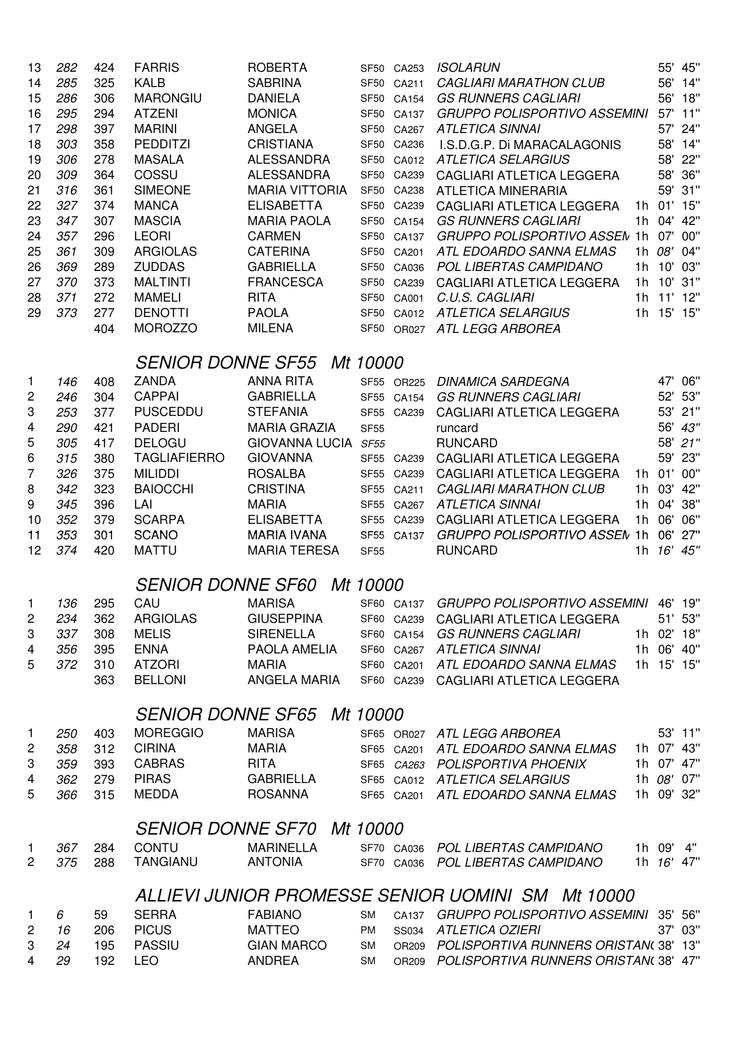| | | | | | | | | |
|---|---|---|---|---|---|---|---|---|
| 13 | *282* | 424 | FARRIS | ROBERTA | SF50 | CA253 | *ISOLARUN* | 55' 45" |
| 14 | *285* | 325 | KALB | SABRINA | SF50 | CA211 | *CAGLIARI MARATHON CLUB* | 56' 14" |
| 15 | *286* | 306 | MARONGIU | DANIELA | SF50 | CA154 | *GS RUNNERS CAGLIARI* | 56' 18" |
| 16 | *295* | 294 | ATZENI | MONICA | SF50 | CA137 | *GRUPPO POLISPORTIVO ASSEMINI* | 57' 11" |
| 17 | *298* | 397 | MARINI | ANGELA | SF50 | CA267 | *ATLETICA SINNAI* | 57' 24" |
| 18 | *303* | 358 | PEDDITZI | CRISTIANA | SF50 | CA236 | I.S.D.G.P. Di MARACALAGONIS | 58' 14" |
| 19 | *306* | 278 | MASALA | ALESSANDRA | SF50 | CA012 | *ATLETICA SELARGIUS* | 58' 22" |
| 20 | *309* | 364 | COSSU | ALESSANDRA | SF50 | CA239 | CAGLIARI ATLETICA LEGGERA | 58' 36" |
| 21 | *316* | 361 | SIMEONE | MARIA VITTORIA | SF50 | CA238 | ATLETICA MINERARIA | 59' 31" |
| 22 | *327* | 374 | MANCA | ELISABETTA | SF50 | CA239 | CAGLIARI ATLETICA LEGGERA | 1h 01' 15" |
| 23 | *347* | 307 | MASCIA | MARIA PAOLA | SF50 | CA154 | *GS RUNNERS CAGLIARI* | 1h 04' 42" |
| 24 | *357* | 296 | LEORI | CARMEN | SF50 | CA137 | *GRUPPO POLISPORTIVO ASSEM* | 1h 07' 00" |
| 25 | *361* | 309 | ARGIOLAS | CATERINA | SF50 | CA201 | *ATL EDOARDO SANNA ELMAS* | 1h *08'* 04" |
| 26 | *369* | 289 | ZUDDAS | GABRIELLA | SF50 | CA036 | *POL LIBERTAS CAMPIDANO* | 1h 10' 03" |
| 27 | *370* | 373 | MALTINTI | FRANCESCA | SF50 | CA239 | CAGLIARI ATLETICA LEGGERA | 1h 10' 31" |
| 28 | *371* | 272 | MAMELI | RITA | SF50 | CA001 | *C.U.S. CAGLIARI* | 1h 11' 12" |
| 29 | *373* | 277 | DENOTTI | PAOLA | SF50 | CA012 | *ATLETICA SELARGIUS* | 1h 15' 15" |
| | | 404 | MOROZZO | MILENA | SF50 | OR027 | *ATL LEGG ARBOREA* | |

## *SENIOR DONNE SF55 Mt 10000*

| | | | | | | | | |
|---|---|---|---|---|---|---|---|---|
| 1 | *146* | 408 | ZANDA | ANNA RITA | SF55 | OR225 | *DINAMICA SARDEGNA* | 47' 06" |
| 2 | *246* | 304 | CAPPAI | GABRIELLA | SF55 | CA154 | *GS RUNNERS CAGLIARI* | 52' 53" |
| 3 | *253* | 377 | PUSCEDDU | STEFANIA | SF55 | CA239 | CAGLIARI ATLETICA LEGGERA | 53' 21" |
| 4 | *290* | 421 | PADERI | MARIA GRAZIA | SF55 | | runcard | 56' *43"* |
| 5 | *305* | 417 | DELOGU | GIOVANNA LUCIA | *SF55* | | RUNCARD | 58' *21"* |
| 6 | *315* | 380 | TAGLIAFIERRO | GIOVANNA | SF55 | CA239 | CAGLIARI ATLETICA LEGGERA | 59' 23" |
| 7 | *326* | 375 | MILIDDI | ROSALBA | SF55 | CA239 | CAGLIARI ATLETICA LEGGERA | 1h 01' 00" |
| 8 | *342* | 323 | BAIOCCHI | CRISTINA | SF55 | CA211 | *CAGLIARI MARATHON CLUB* | 1h 03' 42" |
| 9 | *345* | 396 | LAI | MARIA | SF55 | CA267 | *ATLETICA SINNAI* | 1h 04' 38" |
| 10 | *352* | 379 | SCARPA | ELISABETTA | SF55 | CA239 | CAGLIARI ATLETICA LEGGERA | 1h 06' 06" |
| 11 | *353* | 301 | SCANO | MARIA IVANA | SF55 | CA137 | *GRUPPO POLISPORTIVO ASSEM* | 1h 06' 27" |
| 12 | *374* | 420 | MATTU | MARIA TERESA | SF55 | | RUNCARD | 1h *16' 45"* |

## *SENIOR DONNE SF60 Mt 10000*

| | | | | | | | | |
|---|---|---|---|---|---|---|---|---|
| 1 | *136* | 295 | CAU | MARISA | SF60 | CA137 | *GRUPPO POLISPORTIVO ASSEMINI* | 46' 19" |
| 2 | *234* | 362 | ARGIOLAS | GIUSEPPINA | SF60 | CA239 | CAGLIARI ATLETICA LEGGERA | 51' 53" |
| 3 | *337* | 308 | MELIS | SIRENELLA | SF60 | CA154 | *GS RUNNERS CAGLIARI* | 1h 02' 18" |
| 4 | *356* | 395 | ENNA | PAOLA AMELIA | SF60 | CA267 | *ATLETICA SINNAI* | 1h 06' 40" |
| 5 | *372* | 310 | ATZORI | MARIA | SF60 | CA201 | *ATL EDOARDO SANNA ELMAS* | 1h 15' 15" |
| | | 363 | BELLONI | ANGELA MARIA | SF60 | CA239 | CAGLIARI ATLETICA LEGGERA | |

## *SENIOR DONNE SF65 Mt 10000*

| | | | | | | | | |
|---|---|---|---|---|---|---|---|---|
| 1 | *250* | 403 | MOREGGIO | MARISA | SF65 | OR027 | *ATL LEGG ARBOREA* | 53' 11" |
| 2 | *358* | 312 | CIRINA | MARIA | SF65 | CA201 | *ATL EDOARDO SANNA ELMAS* | 1h 07' 43" |
| 3 | *359* | 393 | CABRAS | RITA | SF65 | *CA263* | *POLISPORTIVA PHOENIX* | 1h 07' 47" |
| 4 | *362* | 279 | PIRAS | GABRIELLA | SF65 | CA012 | *ATLETICA SELARGIUS* | 1h *08'* 07" |
| 5 | *366* | 315 | MEDDA | ROSANNA | SF65 | CA201 | *ATL EDOARDO SANNA ELMAS* | 1h 09' 32" |

## *SENIOR DONNE SF70 Mt 10000*

| | | | | | | | | |
|---|---|---|---|---|---|---|---|---|
| 1 | *367* | 284 | CONTU | MARINELLA | SF70 | CA036 | *POL LIBERTAS CAMPIDANO* | 1h 09' 4" |
| 2 | *375* | 288 | TANGIANU | ANTONIA | SF70 | CA036 | *POL LIBERTAS CAMPIDANO* | 1h *16'* 47" |

## *ALLIEVI JUNIOR PROMESSE SENIOR UOMINI SM Mt 10000*

| | | | | | | | | |
|---|---|---|---|---|---|---|---|---|
| 1 | *6* | 59 | SERRA | FABIANO | SM | CA137 | *GRUPPO POLISPORTIVO ASSEMINI* | 35' 56" |
| 2 | *16* | 206 | PICUS | MATTEO | PM | SS034 | *ATLETICA OZIERI* | 37' 03" |
| 3 | *24* | 195 | PASSIU | GIAN MARCO | SM | OR209 | *POLISPORTIVA RUNNERS ORISTAN(* | 38' 13" |
| 4 | *29* | 192 | LEO | ANDREA | SM | OR209 | *POLISPORTIVA RUNNERS ORISTAN(* | 38' 47" |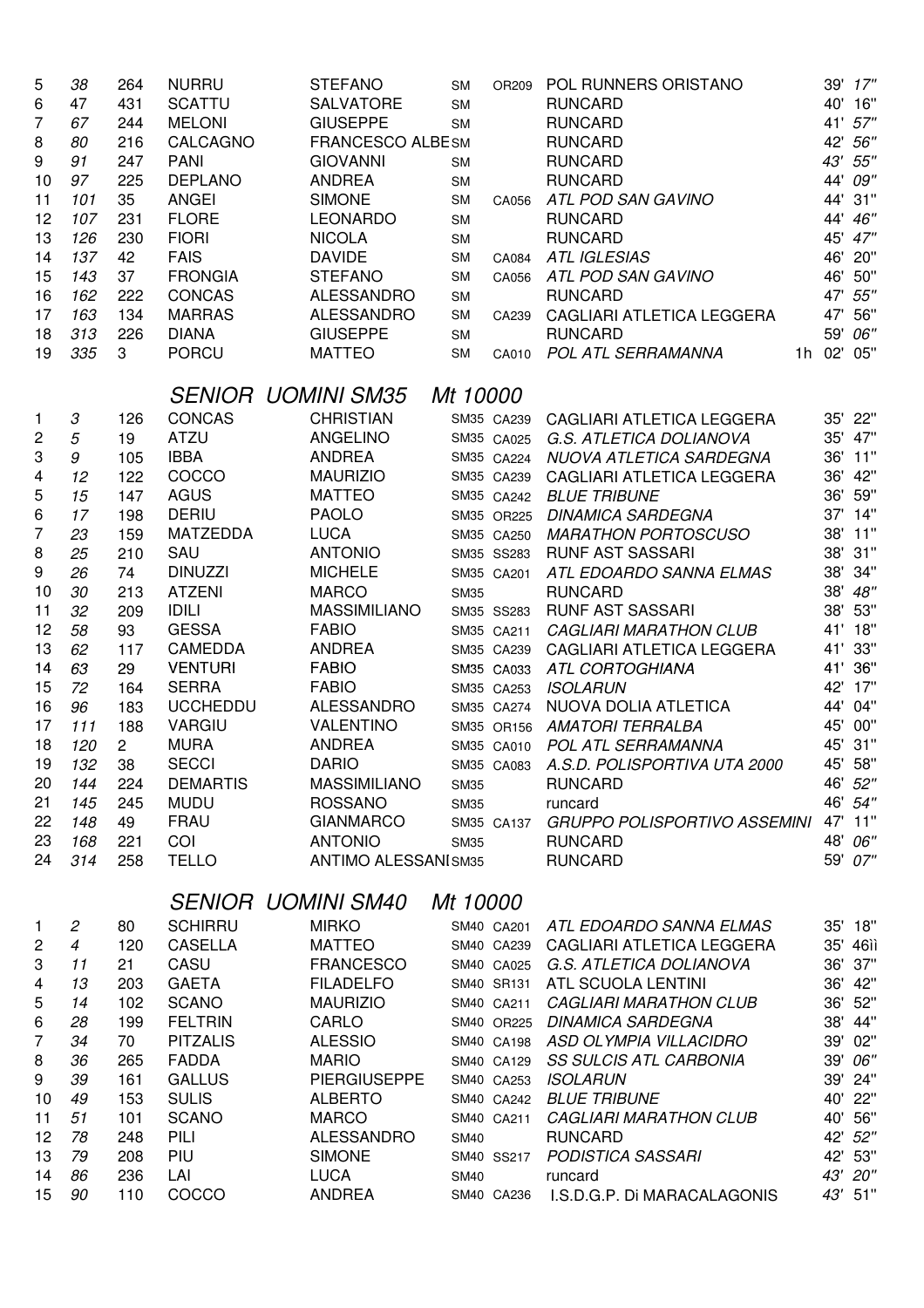| | | | | | | | | |
|---|---|---|---|---|---|---|---|---|
| 5 | *38* | 264 | NURRU | STEFANO | SM | OR209 | POL RUNNERS ORISTANO | 39' *17''* |
| 6 | 47 | 431 | SCATTU | SALVATORE | SM | | RUNCARD | 40' 16'' |
| 7 | *67* | 244 | MELONI | GIUSEPPE | SM | | RUNCARD | 41' *57''* |
| 8 | *80* | 216 | CALCAGNO | FRANCESCO ALBE | SM | | RUNCARD | 42' *56''* |
| 9 | *91* | 247 | PANI | GIOVANNI | SM | | RUNCARD | *43' 55''* |
| 10 | *97* | 225 | DEPLANO | ANDREA | SM | | RUNCARD | 44' *09''* |
| 11 | *101* | 35 | ANGEI | SIMONE | SM | CA056 | *ATL POD SAN GAVINO* | 44' 31'' |
| 12 | *107* | 231 | FLORE | LEONARDO | SM | | RUNCARD | 44' *46''* |
| 13 | *126* | 230 | FIORI | NICOLA | SM | | RUNCARD | 45' *47''* |
| 14 | *137* | 42 | FAIS | DAVIDE | SM | CA084 | *ATL IGLESIAS* | 46' 20'' |
| 15 | *143* | 37 | FRONGIA | STEFANO | SM | CA056 | *ATL POD SAN GAVINO* | 46' 50'' |
| 16 | *162* | 222 | CONCAS | ALESSANDRO | SM | | RUNCARD | 47' *55''* |
| 17 | *163* | 134 | MARRAS | ALESSANDRO | SM | CA239 | CAGLIARI ATLETICA LEGGERA | 47' 56'' |
| 18 | *313* | 226 | DIANA | GIUSEPPE | SM | | RUNCARD | 59' *06''* |
| 19 | *335* | 3 | PORCU | MATTEO | SM | CA010 | *POL ATL SERRAMANNA* | 1h 02' 05'' |

## *SENIOR UOMINI SM35 Mt 10000*

| | | | | | | | | |
|---|---|---|---|---|---|---|---|---|
| 1 | *3* | 126 | CONCAS | CHRISTIAN | SM35 | CA239 | CAGLIARI ATLETICA LEGGERA | 35' 22'' |
| 2 | *5* | 19 | ATZU | ANGELINO | SM35 | CA025 | *G.S. ATLETICA DOLIANOVA* | 35' 47'' |
| 3 | *9* | 105 | IBBA | ANDREA | SM35 | CA224 | *NUOVA ATLETICA SARDEGNA* | 36' 11'' |
| 4 | *12* | 122 | COCCO | MAURIZIO | SM35 | CA239 | CAGLIARI ATLETICA LEGGERA | 36' 42'' |
| 5 | *15* | 147 | AGUS | MATTEO | SM35 | CA242 | *BLUE TRIBUNE* | 36' 59'' |
| 6 | *17* | 198 | DERIU | PAOLO | SM35 | OR225 | *DINAMICA SARDEGNA* | 37' 14'' |
| 7 | *23* | 159 | MATZEDDA | LUCA | SM35 | CA250 | *MARATHON PORTOSCUSO* | 38' 11'' |
| 8 | *25* | 210 | SAU | ANTONIO | SM35 | SS283 | RUNF AST SASSARI | 38' 31'' |
| 9 | *26* | 74 | DINUZZI | MICHELE | SM35 | CA201 | *ATL EDOARDO SANNA ELMAS* | 38' 34'' |
| 10 | *30* | 213 | ATZENI | MARCO | SM35 | | RUNCARD | 38' *48''* |
| 11 | *32* | 209 | IDILI | MASSIMILIANO | SM35 | SS283 | RUNF AST SASSARI | 38' 53'' |
| 12 | *58* | 93 | GESSA | FABIO | SM35 | CA211 | *CAGLIARI MARATHON CLUB* | 41' 18'' |
| 13 | *62* | 117 | CAMEDDA | ANDREA | SM35 | CA239 | CAGLIARI ATLETICA LEGGERA | 41' 33'' |
| 14 | *63* | 29 | VENTURI | FABIO | SM35 | CA033 | *ATL CORTOGHIANA* | 41' 36'' |
| 15 | *72* | 164 | SERRA | FABIO | SM35 | CA253 | *ISOLARUN* | 42' 17'' |
| 16 | *96* | 183 | UCCHEDDU | ALESSANDRO | SM35 | CA274 | NUOVA DOLIA ATLETICA | 44' 04'' |
| 17 | *111* | 188 | VARGIU | VALENTINO | SM35 | OR156 | *AMATORI TERRALBA* | 45' 00'' |
| 18 | *120* | 2 | MURA | ANDREA | SM35 | CA010 | *POL ATL SERRAMANNA* | 45' 31'' |
| 19 | *132* | 38 | SECCI | DARIO | SM35 | CA083 | *A.S.D. POLISPORTIVA UTA 2000* | 45' 58'' |
| 20 | *144* | 224 | DEMARTIS | MASSIMILIANO | SM35 | | RUNCARD | 46' *52''* |
| 21 | *145* | 245 | MUDU | ROSSANO | SM35 | | runcard | 46' *54''* |
| 22 | *148* | 49 | FRAU | GIANMARCO | SM35 | CA137 | *GRUPPO POLISPORTIVO ASSEMINI* | 47' 11'' |
| 23 | *168* | 221 | COI | ANTONIO | SM35 | | RUNCARD | 48' *06''* |
| 24 | *314* | 258 | TELLO | ANTIMO ALESSANI | SM35 | | RUNCARD | 59' *07''* |

## *SENIOR UOMINI SM40 Mt 10000*

| | | | | | | | | |
|---|---|---|---|---|---|---|---|---|
| 1 | *2* | 80 | SCHIRRU | MIRKO | SM40 | CA201 | *ATL EDOARDO SANNA ELMAS* | 35' 18'' |
| 2 | *4* | 120 | CASELLA | MATTEO | SM40 | CA239 | CAGLIARI ATLETICA LEGGERA | 35' 46ìì |
| 3 | *11* | 21 | CASU | FRANCESCO | SM40 | CA025 | *G.S. ATLETICA DOLIANOVA* | 36' 37'' |
| 4 | *13* | 203 | GAETA | FILADELFO | SM40 | SR131 | ATL SCUOLA LENTINI | 36' 42'' |
| 5 | *14* | 102 | SCANO | MAURIZIO | SM40 | CA211 | *CAGLIARI MARATHON CLUB* | 36' 52'' |
| 6 | *28* | 199 | FELTRIN | CARLO | SM40 | OR225 | *DINAMICA SARDEGNA* | 38' 44'' |
| 7 | *34* | 70 | PITZALIS | ALESSIO | SM40 | CA198 | *ASD OLYMPIA VILLACIDRO* | 39' 02'' |
| 8 | *36* | 265 | FADDA | MARIO | SM40 | CA129 | *SS SULCIS ATL CARBONIA* | 39' *06''* |
| 9 | *39* | 161 | GALLUS | PIERGIUSEPPE | SM40 | CA253 | *ISOLARUN* | 39' 24'' |
| 10 | *49* | 153 | SULIS | ALBERTO | SM40 | CA242 | *BLUE TRIBUNE* | 40' 22'' |
| 11 | *51* | 101 | SCANO | MARCO | SM40 | CA211 | *CAGLIARI MARATHON CLUB* | 40' 56'' |
| 12 | *78* | 248 | PILI | ALESSANDRO | SM40 | | RUNCARD | 42' *52''* |
| 13 | *79* | 208 | PIU | SIMONE | SM40 | SS217 | *PODISTICA SASSARI* | 42' 53'' |
| 14 | *86* | 236 | LAI | LUCA | SM40 | | runcard | *43' 20''* |
| 15 | *90* | 110 | COCCO | ANDREA | SM40 | CA236 | I.S.D.G.P. Di MARACALAGONIS | *43'* 51'' |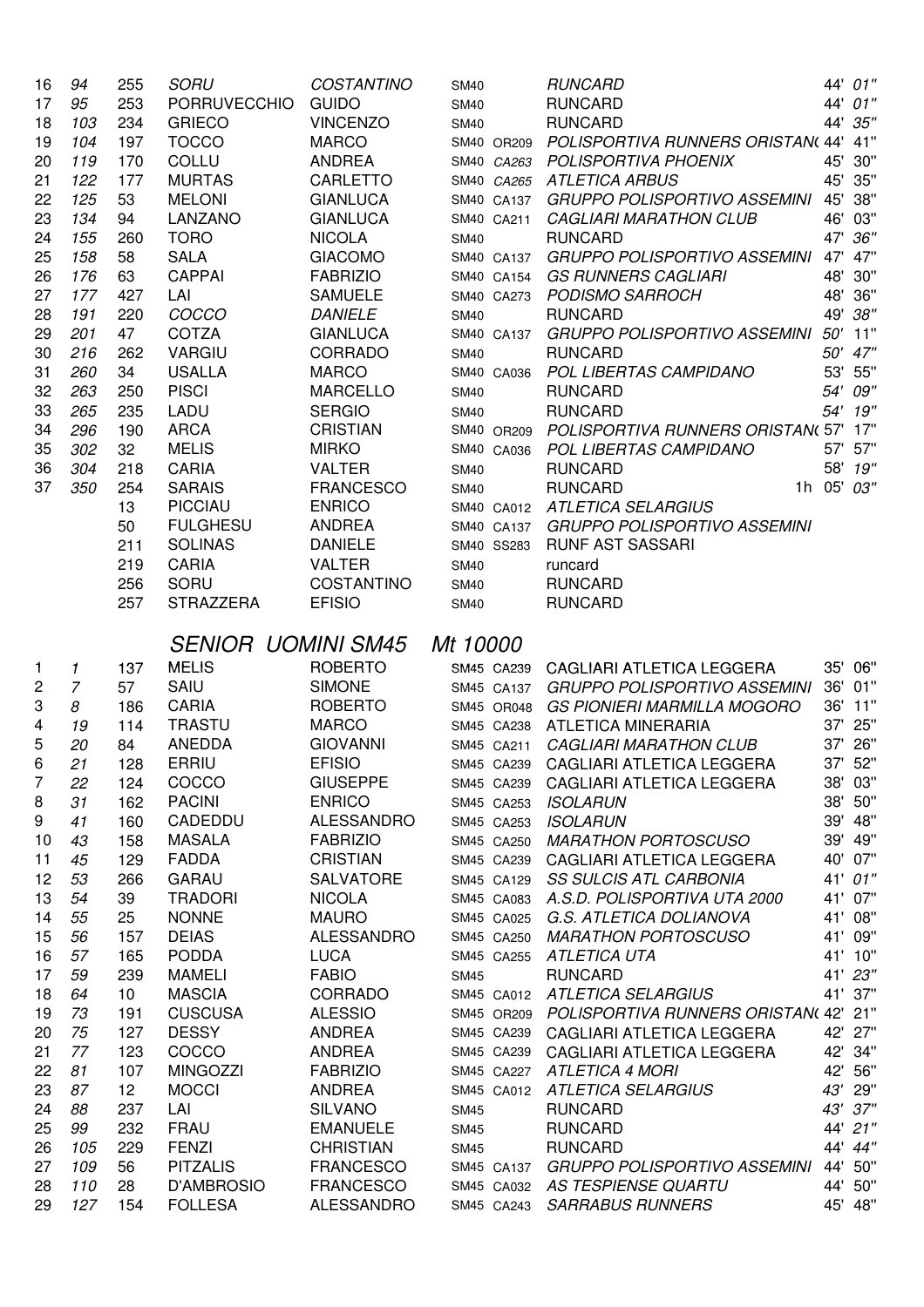| | | | | | | | | |
|---|---|---|---|---|---|---|---|---|
| 16 | *94* | 255 | *SORU* | *COSTANTINO* | SM40 | | *RUNCARD* | 44' *01"* |
| 17 | *95* | 253 | PORRUVECCHIO | GUIDO | SM40 | | RUNCARD | 44' *01"* |
| 18 | *103* | 234 | GRIECO | VINCENZO | SM40 | | RUNCARD | 44' *35"* |
| 19 | *104* | 197 | TOCCO | MARCO | SM40 | OR209 | *POLISPORTIVA RUNNERS ORISTAN(* | 44' 41" |
| 20 | *119* | 170 | COLLU | ANDREA | SM40 | *CA263* | *POLISPORTIVA PHOENIX* | 45' 30" |
| 21 | *122* | 177 | MURTAS | CARLETTO | SM40 | *CA265* | *ATLETICA ARBUS* | 45' 35" |
| 22 | *125* | 53 | MELONI | GIANLUCA | SM40 | CA137 | *GRUPPO POLISPORTIVO ASSEMINI* | 45' 38" |
| 23 | *134* | 94 | LANZANO | GIANLUCA | SM40 | CA211 | *CAGLIARI MARATHON CLUB* | 46' 03" |
| 24 | *155* | 260 | TORO | NICOLA | SM40 | | RUNCARD | 47' *36"* |
| 25 | *158* | 58 | SALA | GIACOMO | SM40 | CA137 | *GRUPPO POLISPORTIVO ASSEMINI* | 47' 47" |
| 26 | *176* | 63 | CAPPAI | FABRIZIO | SM40 | CA154 | *GS RUNNERS CAGLIARI* | 48' 30" |
| 27 | *177* | 427 | LAI | SAMUELE | SM40 | CA273 | *PODISMO SARROCH* | 48' 36" |
| 28 | *191* | 220 | *COCCO* | *DANIELE* | SM40 | | RUNCARD | 49' *38"* |
| 29 | *201* | 47 | COTZA | GIANLUCA | SM40 | CA137 | *GRUPPO POLISPORTIVO ASSEMINI* | *50'* 11" |
| 30 | *216* | 262 | VARGIU | CORRADO | SM40 | | RUNCARD | *50' 47"* |
| 31 | *260* | 34 | USALLA | MARCO | SM40 | CA036 | *POL LIBERTAS CAMPIDANO* | 53' 55" |
| 32 | *263* | 250 | PISCI | MARCELLO | SM40 | | RUNCARD | *54' 09"* |
| 33 | *265* | 235 | LADU | SERGIO | SM40 | | RUNCARD | *54' 19"* |
| 34 | *296* | 190 | ARCA | CRISTIAN | SM40 | OR209 | *POLISPORTIVA RUNNERS ORISTAN(* | 57' 17" |
| 35 | *302* | 32 | MELIS | MIRKO | SM40 | CA036 | *POL LIBERTAS CAMPIDANO* | 57' 57" |
| 36 | *304* | 218 | CARIA | VALTER | SM40 | | RUNCARD | 58' *19"* |
| 37 | *350* | 254 | SARAIS | FRANCESCO | SM40 | | RUNCARD | 1h 05' *03"* |
| | | 13 | PICCIAU | ENRICO | SM40 | CA012 | *ATLETICA SELARGIUS* | |
| | | 50 | FULGHESU | ANDREA | SM40 | CA137 | *GRUPPO POLISPORTIVO ASSEMINI* | |
| | | 211 | SOLINAS | DANIELE | SM40 | SS283 | RUNF AST SASSARI | |
| | | 219 | CARIA | VALTER | SM40 | | runcard | |
| | | 256 | SORU | COSTANTINO | SM40 | | RUNCARD | |
| | | 257 | STRAZZERA | EFISIO | SM40 | | RUNCARD | |

## *SENIOR UOMINI SM45 Mt 10000*

| | | | | | | | | |
|---|---|---|---|---|---|---|---|---|
| 1 | *1* | 137 | MELIS | ROBERTO | SM45 | CA239 | CAGLIARI ATLETICA LEGGERA | 35' 06" |
| 2 | *7* | 57 | SAIU | SIMONE | SM45 | CA137 | *GRUPPO POLISPORTIVO ASSEMINI* | 36' 01" |
| 3 | *8* | 186 | CARIA | ROBERTO | SM45 | OR048 | *GS PIONIERI MARMILLA MOGORO* | 36' 11" |
| 4 | *19* | 114 | TRASTU | MARCO | SM45 | CA238 | ATLETICA MINERARIA | 37' 25" |
| 5 | *20* | 84 | ANEDDA | GIOVANNI | SM45 | CA211 | *CAGLIARI MARATHON CLUB* | 37' 26" |
| 6 | *21* | 128 | ERRIU | EFISIO | SM45 | CA239 | CAGLIARI ATLETICA LEGGERA | 37' 52" |
| 7 | *22* | 124 | COCCO | GIUSEPPE | SM45 | CA239 | CAGLIARI ATLETICA LEGGERA | 38' 03" |
| 8 | *31* | 162 | PACINI | ENRICO | SM45 | CA253 | *ISOLARUN* | 38' 50" |
| 9 | *41* | 160 | CADEDDU | ALESSANDRO | SM45 | CA253 | *ISOLARUN* | 39' 48" |
| 10 | *43* | 158 | MASALA | FABRIZIO | SM45 | CA250 | *MARATHON PORTOSCUSO* | 39' 49" |
| 11 | *45* | 129 | FADDA | CRISTIAN | SM45 | CA239 | CAGLIARI ATLETICA LEGGERA | 40' 07" |
| 12 | *53* | 266 | GARAU | SALVATORE | SM45 | CA129 | *SS SULCIS ATL CARBONIA* | 41' *01"* |
| 13 | *54* | 39 | TRADORI | NICOLA | SM45 | CA083 | *A.S.D. POLISPORTIVA UTA 2000* | 41' 07" |
| 14 | *55* | 25 | NONNE | MAURO | SM45 | CA025 | *G.S. ATLETICA DOLIANOVA* | 41' 08" |
| 15 | *56* | 157 | DEIAS | ALESSANDRO | SM45 | CA250 | *MARATHON PORTOSCUSO* | 41' 09" |
| 16 | *57* | 165 | PODDA | LUCA | SM45 | CA255 | *ATLETICA UTA* | 41' 10" |
| 17 | *59* | 239 | MAMELI | FABIO | SM45 | | RUNCARD | 41' *23"* |
| 18 | *64* | 10 | MASCIA | CORRADO | SM45 | CA012 | *ATLETICA SELARGIUS* | 41' 37" |
| 19 | *73* | 191 | CUSCUSA | ALESSIO | SM45 | OR209 | *POLISPORTIVA RUNNERS ORISTAN(* | 42' 21" |
| 20 | *75* | 127 | DESSY | ANDREA | SM45 | CA239 | CAGLIARI ATLETICA LEGGERA | 42' 27" |
| 21 | *77* | 123 | COCCO | ANDREA | SM45 | CA239 | CAGLIARI ATLETICA LEGGERA | 42' 34" |
| 22 | *81* | 107 | MINGOZZI | FABRIZIO | SM45 | CA227 | *ATLETICA 4 MORI* | 42' 56" |
| 23 | *87* | 12 | MOCCI | ANDREA | SM45 | CA012 | *ATLETICA SELARGIUS* | *43'* 29" |
| 24 | *88* | 237 | LAI | SILVANO | SM45 | | RUNCARD | *43' 37"* |
| 25 | *99* | 232 | FRAU | EMANUELE | SM45 | | RUNCARD | 44' *21"* |
| 26 | *105* | 229 | FENZI | CHRISTIAN | SM45 | | RUNCARD | 44' *44"* |
| 27 | *109* | 56 | PITZALIS | FRANCESCO | SM45 | CA137 | *GRUPPO POLISPORTIVO ASSEMINI* | 44' 50" |
| 28 | *110* | 28 | D'AMBROSIO | FRANCESCO | SM45 | CA032 | *AS TESPIENSE QUARTU* | 44' 50" |
| 29 | *127* | 154 | FOLLESA | ALESSANDRO | SM45 | CA243 | *SARRABUS RUNNERS* | 45' 48" |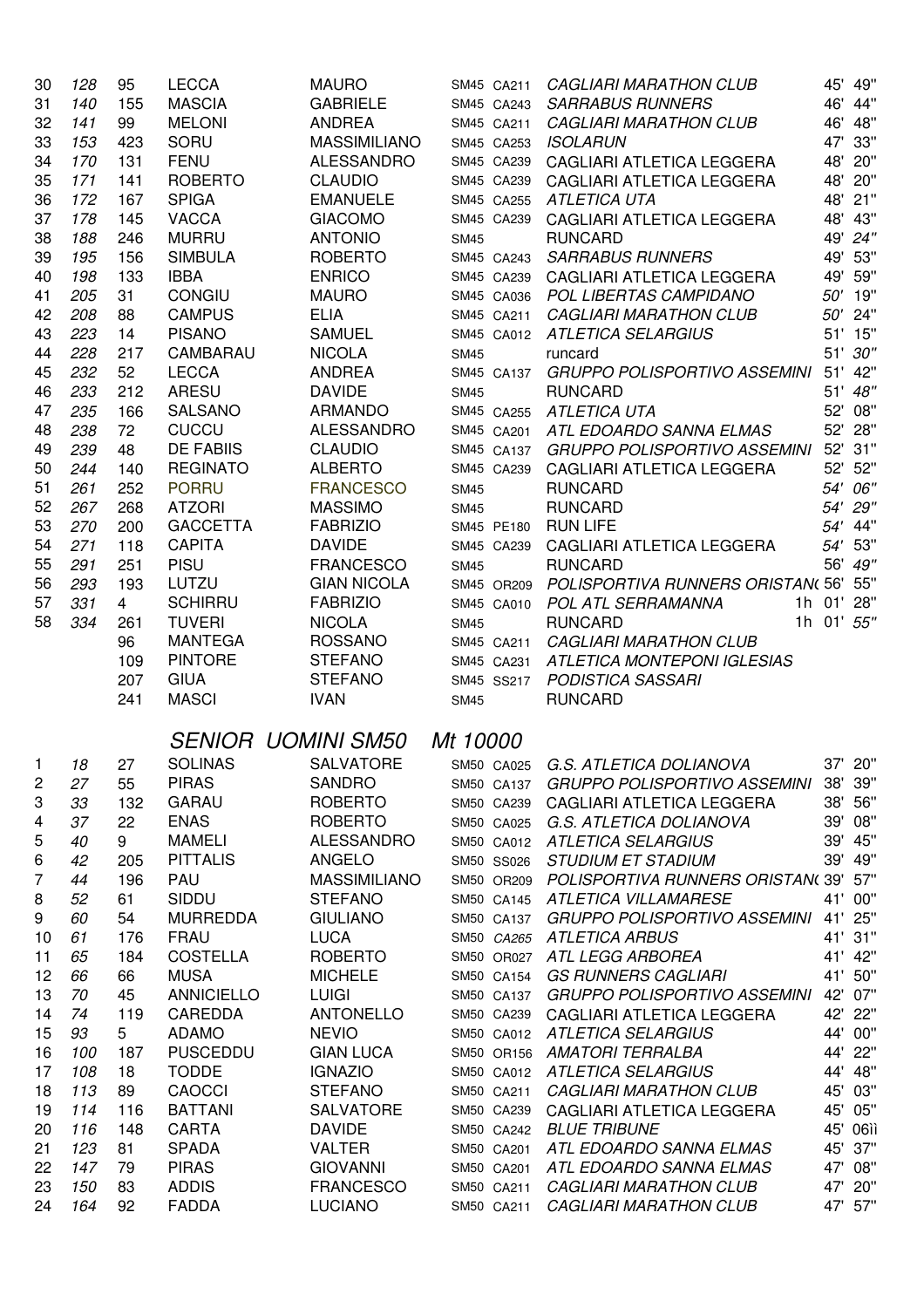| | | | | | | | | |
|---|---|---|---|---|---|---|---|---|
| 30 | 128 | 95 | LECCA | MAURO | SM45 | CA211 | CAGLIARI MARATHON CLUB | 45' 49'' |
| 31 | 140 | 155 | MASCIA | GABRIELE | SM45 | CA243 | SARRABUS RUNNERS | 46' 44'' |
| 32 | 141 | 99 | MELONI | ANDREA | SM45 | CA211 | CAGLIARI MARATHON CLUB | 46' 48'' |
| 33 | 153 | 423 | SORU | MASSIMILIANO | SM45 | CA253 | ISOLARUN | 47' 33'' |
| 34 | 170 | 131 | FENU | ALESSANDRO | SM45 | CA239 | CAGLIARI ATLETICA LEGGERA | 48' 20'' |
| 35 | 171 | 141 | ROBERTO | CLAUDIO | SM45 | CA239 | CAGLIARI ATLETICA LEGGERA | 48' 20'' |
| 36 | 172 | 167 | SPIGA | EMANUELE | SM45 | CA255 | ATLETICA UTA | 48' 21'' |
| 37 | 178 | 145 | VACCA | GIACOMO | SM45 | CA239 | CAGLIARI ATLETICA LEGGERA | 48' 43'' |
| 38 | 188 | 246 | MURRU | ANTONIO | SM45 | | RUNCARD | 49' 24'' |
| 39 | 195 | 156 | SIMBULA | ROBERTO | SM45 | CA243 | SARRABUS RUNNERS | 49' 53'' |
| 40 | 198 | 133 | IBBA | ENRICO | SM45 | CA239 | CAGLIARI ATLETICA LEGGERA | 49' 59'' |
| 41 | 205 | 31 | CONGIU | MAURO | SM45 | CA036 | POL LIBERTAS CAMPIDANO | 50' 19'' |
| 42 | 208 | 88 | CAMPUS | ELIA | SM45 | CA211 | CAGLIARI MARATHON CLUB | 50' 24'' |
| 43 | 223 | 14 | PISANO | SAMUEL | SM45 | CA012 | ATLETICA SELARGIUS | 51' 15'' |
| 44 | 228 | 217 | CAMBARAU | NICOLA | SM45 | | runcard | 51' 30'' |
| 45 | 232 | 52 | LECCA | ANDREA | SM45 | CA137 | GRUPPO POLISPORTIVO ASSEMINI | 51' 42'' |
| 46 | 233 | 212 | ARESU | DAVIDE | SM45 | | RUNCARD | 51' 48'' |
| 47 | 235 | 166 | SALSANO | ARMANDO | SM45 | CA255 | ATLETICA UTA | 52' 08'' |
| 48 | 238 | 72 | CUCCU | ALESSANDRO | SM45 | CA201 | ATL EDOARDO SANNA ELMAS | 52' 28'' |
| 49 | 239 | 48 | DE FABIIS | CLAUDIO | SM45 | CA137 | GRUPPO POLISPORTIVO ASSEMINI | 52' 31'' |
| 50 | 244 | 140 | REGINATO | ALBERTO | SM45 | CA239 | CAGLIARI ATLETICA LEGGERA | 52' 52'' |
| 51 | 261 | 252 | PORRU | FRANCESCO | SM45 | | RUNCARD | 54' 06'' |
| 52 | 267 | 268 | ATZORI | MASSIMO | SM45 | | RUNCARD | 54' 29'' |
| 53 | 270 | 200 | GACCETTA | FABRIZIO | SM45 | PE180 | RUN LIFE | 54' 44'' |
| 54 | 271 | 118 | CAPITA | DAVIDE | SM45 | CA239 | CAGLIARI ATLETICA LEGGERA | 54' 53'' |
| 55 | 291 | 251 | PISU | FRANCESCO | SM45 | | RUNCARD | 56' 49'' |
| 56 | 293 | 193 | LUTZU | GIAN NICOLA | SM45 | OR209 | POLISPORTIVA RUNNERS ORISTAN( | 56' 55'' |
| 57 | 331 | 4 | SCHIRRU | FABRIZIO | SM45 | CA010 | POL ATL SERRAMANNA | 1h 01' 28'' |
| 58 | 334 | 261 | TUVERI | NICOLA | SM45 | | RUNCARD | 1h 01' 55'' |
| | | 96 | MANTEGA | ROSSANO | SM45 | CA211 | CAGLIARI MARATHON CLUB | |
| | | 109 | PINTORE | STEFANO | SM45 | CA231 | ATLETICA MONTEPONI IGLESIAS | |
| | | 207 | GIUA | STEFANO | SM45 | SS217 | PODISTICA SASSARI | |
| | | 241 | MASCI | IVAN | SM45 | | RUNCARD | |

## *SENIOR UOMINI SM50 Mt 10000*

| | | | | | | | | |
|---|---|---|---|---|---|---|---|---|
| 1 | 18 | 27 | SOLINAS | SALVATORE | SM50 | CA025 | G.S. ATLETICA DOLIANOVA | 37' 20'' |
| 2 | 27 | 55 | PIRAS | SANDRO | SM50 | CA137 | GRUPPO POLISPORTIVO ASSEMINI | 38' 39'' |
| 3 | 33 | 132 | GARAU | ROBERTO | SM50 | CA239 | CAGLIARI ATLETICA LEGGERA | 38' 56'' |
| 4 | 37 | 22 | ENAS | ROBERTO | SM50 | CA025 | G.S. ATLETICA DOLIANOVA | 39' 08'' |
| 5 | 40 | 9 | MAMELI | ALESSANDRO | SM50 | CA012 | ATLETICA SELARGIUS | 39' 45'' |
| 6 | 42 | 205 | PITTALIS | ANGELO | SM50 | SS026 | STUDIUM ET STADIUM | 39' 49'' |
| 7 | 44 | 196 | PAU | MASSIMILIANO | SM50 | OR209 | POLISPORTIVA RUNNERS ORISTAN( | 39' 57'' |
| 8 | 52 | 61 | SIDDU | STEFANO | SM50 | CA145 | ATLETICA VILLAMARESE | 41' 00'' |
| 9 | 60 | 54 | MURREDDA | GIULIANO | SM50 | CA137 | GRUPPO POLISPORTIVO ASSEMINI | 41' 25'' |
| 10 | 61 | 176 | FRAU | LUCA | SM50 | CA265 | ATLETICA ARBUS | 41' 31'' |
| 11 | 65 | 184 | COSTELLA | ROBERTO | SM50 | OR027 | ATL LEGG ARBOREA | 41' 42'' |
| 12 | 66 | 66 | MUSA | MICHELE | SM50 | CA154 | GS RUNNERS CAGLIARI | 41' 50'' |
| 13 | 70 | 45 | ANNICIELLO | LUIGI | SM50 | CA137 | GRUPPO POLISPORTIVO ASSEMINI | 42' 07'' |
| 14 | 74 | 119 | CAREDDA | ANTONELLO | SM50 | CA239 | CAGLIARI ATLETICA LEGGERA | 42' 22'' |
| 15 | 93 | 5 | ADAMO | NEVIO | SM50 | CA012 | ATLETICA SELARGIUS | 44' 00'' |
| 16 | 100 | 187 | PUSCEDDU | GIAN LUCA | SM50 | OR156 | AMATORI TERRALBA | 44' 22'' |
| 17 | 108 | 18 | TODDE | IGNAZIO | SM50 | CA012 | ATLETICA SELARGIUS | 44' 48'' |
| 18 | 113 | 89 | CAOCCI | STEFANO | SM50 | CA211 | CAGLIARI MARATHON CLUB | 45' 03'' |
| 19 | 114 | 116 | BATTANI | SALVATORE | SM50 | CA239 | CAGLIARI ATLETICA LEGGERA | 45' 05'' |
| 20 | 116 | 148 | CARTA | DAVIDE | SM50 | CA242 | BLUE TRIBUNE | 45' 06ìì |
| 21 | 123 | 81 | SPADA | VALTER | SM50 | CA201 | ATL EDOARDO SANNA ELMAS | 45' 37'' |
| 22 | 147 | 79 | PIRAS | GIOVANNI | SM50 | CA201 | ATL EDOARDO SANNA ELMAS | 47' 08'' |
| 23 | 150 | 83 | ADDIS | FRANCESCO | SM50 | CA211 | CAGLIARI MARATHON CLUB | 47' 20'' |
| 24 | 164 | 92 | FADDA | LUCIANO | SM50 | CA211 | CAGLIARI MARATHON CLUB | 47' 57'' |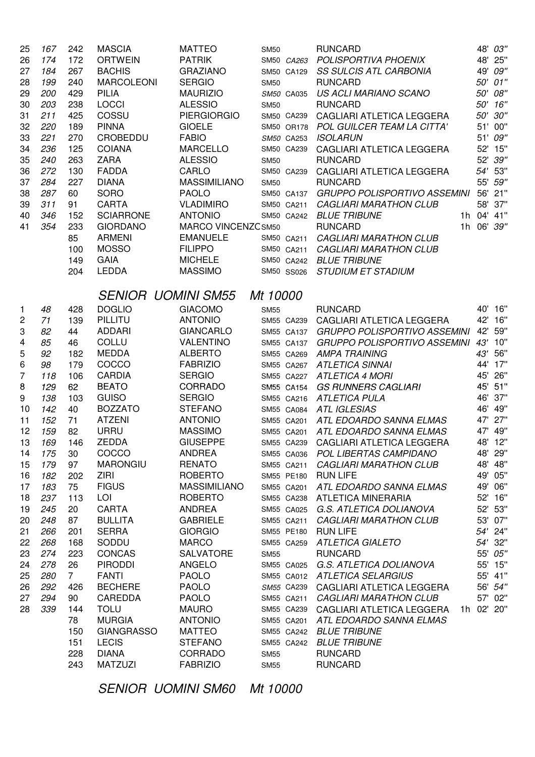| | | | | | | | | |
|---|---|---|---|---|---|---|---|---|
| 25 | 167 | 242 | MASCIA | MATTEO | SM50 | | RUNCARD | 48' 03" |
| 26 | 174 | 172 | ORTWEIN | PATRIK | SM50 | CA263 | POLISPORTIVA PHOENIX | 48' 25" |
| 27 | 184 | 267 | BACHIS | GRAZIANO | SM50 | CA129 | SS SULCIS ATL CARBONIA | 49' 09" |
| 28 | 199 | 240 | MARCOLEONI | SERGIO | SM50 | | RUNCARD | 50' 01" |
| 29 | 200 | 429 | PILIA | MAURIZIO | SM50 | CA035 | US ACLI MARIANO SCANO | 50' 08" |
| 30 | 203 | 238 | LOCCI | ALESSIO | SM50 | | RUNCARD | 50' 16" |
| 31 | 211 | 425 | COSSU | PIERGIORGIO | SM50 | CA239 | CAGLIARI ATLETICA LEGGERA | 50' 30" |
| 32 | 220 | 189 | PINNA | GIOELE | SM50 | OR178 | POL GUILCER TEAM LA CITTA' | 51' 00" |
| 33 | 221 | 270 | CROBEDDU | FABIO | SM50 | CA253 | ISOLARUN | 51' 09" |
| 34 | 236 | 125 | COIANA | MARCELLO | SM50 | CA239 | CAGLIARI ATLETICA LEGGERA | 52' 15" |
| 35 | 240 | 263 | ZARA | ALESSIO | SM50 | | RUNCARD | 52' 39" |
| 36 | 272 | 130 | FADDA | CARLO | SM50 | CA239 | CAGLIARI ATLETICA LEGGERA | 54' 53" |
| 37 | 284 | 227 | DIANA | MASSIMILIANO | SM50 | | RUNCARD | 55' 59" |
| 38 | 287 | 60 | SORO | PAOLO | SM50 | CA137 | GRUPPO POLISPORTIVO ASSEMINI | 56' 21" |
| 39 | 311 | 91 | CARTA | VLADIMIRO | SM50 | CA211 | CAGLIARI MARATHON CLUB | 58' 37" |
| 40 | 346 | 152 | SCIARRONE | ANTONIO | SM50 | CA242 | BLUE TRIBUNE | 1h 04' 41" |
| 41 | 354 | 233 | GIORDANO | MARCO VINCENZO | SM50 | | RUNCARD | 1h 06' 39" |
| | | 85 | ARMENI | EMANUELE | SM50 | CA211 | CAGLIARI MARATHON CLUB | |
| | | 100 | MOSSO | FILIPPO | SM50 | CA211 | CAGLIARI MARATHON CLUB | |
| | | 149 | GAIA | MICHELE | SM50 | CA242 | BLUE TRIBUNE | |
| | | 204 | LEDDA | MASSIMO | SM50 | SS026 | STUDIUM ET STADIUM | |

## SENIOR UOMINI SM55 Mt 10000

| | | | | | | | | |
|---|---|---|---|---|---|---|---|---|
| 1 | 48 | 428 | DOGLIO | GIACOMO | SM55 | | RUNCARD | 40' 16" |
| 2 | 71 | 139 | PILLITU | ANTONIO | SM55 | CA239 | CAGLIARI ATLETICA LEGGERA | 42' 16" |
| 3 | 82 | 44 | ADDARI | GIANCARLO | SM55 | CA137 | GRUPPO POLISPORTIVO ASSEMINI | 42' 59" |
| 4 | 85 | 46 | COLLU | VALENTINO | SM55 | CA137 | GRUPPO POLISPORTIVO ASSEMINI | 43' 10" |
| 5 | 92 | 182 | MEDDA | ALBERTO | SM55 | CA269 | AMPA TRAINING | 43' 56" |
| 6 | 98 | 179 | COCCO | FABRIZIO | SM55 | CA267 | ATLETICA SINNAI | 44' 17" |
| 7 | 118 | 106 | CARDIA | SERGIO | SM55 | CA227 | ATLETICA 4 MORI | 45' 26" |
| 8 | 129 | 62 | BEATO | CORRADO | SM55 | CA154 | GS RUNNERS CAGLIARI | 45' 51" |
| 9 | 138 | 103 | GUISO | SERGIO | SM55 | CA216 | ATLETICA PULA | 46' 37" |
| 10 | 142 | 40 | BOZZATO | STEFANO | SM55 | CA084 | ATL IGLESIAS | 46' 49" |
| 11 | 152 | 71 | ATZENI | ANTONIO | SM55 | CA201 | ATL EDOARDO SANNA ELMAS | 47' 27" |
| 12 | 159 | 82 | URRU | MASSIMO | SM55 | CA201 | ATL EDOARDO SANNA ELMAS | 47' 49" |
| 13 | 169 | 146 | ZEDDA | GIUSEPPE | SM55 | CA239 | CAGLIARI ATLETICA LEGGERA | 48' 12" |
| 14 | 175 | 30 | COCCO | ANDREA | SM55 | CA036 | POL LIBERTAS CAMPIDANO | 48' 29" |
| 15 | 179 | 97 | MARONGIU | RENATO | SM55 | CA211 | CAGLIARI MARATHON CLUB | 48' 48" |
| 16 | 182 | 202 | ZIRI | ROBERTO | SM55 | PE180 | RUN LIFE | 49' 05" |
| 17 | 183 | 75 | FIGUS | MASSIMILIANO | SM55 | CA201 | ATL EDOARDO SANNA ELMAS | 49' 06" |
| 18 | 237 | 113 | LOI | ROBERTO | SM55 | CA238 | ATLETICA MINERARIA | 52' 16" |
| 19 | 245 | 20 | CARTA | ANDREA | SM55 | CA025 | G.S. ATLETICA DOLIANOVA | 52' 53" |
| 20 | 248 | 87 | BULLITA | GABRIELE | SM55 | CA211 | CAGLIARI MARATHON CLUB | 53' 07" |
| 21 | 266 | 201 | SERRA | GIORGIO | SM55 | PE180 | RUN LIFE | 54' 24" |
| 22 | 268 | 168 | SODDU | MARCO | SM55 | CA259 | ATLETICA GIALETO | 54' 32" |
| 23 | 274 | 223 | CONCAS | SALVATORE | SM55 | | RUNCARD | 55' 05" |
| 24 | 278 | 26 | PIRODDI | ANGELO | SM55 | CA025 | G.S. ATLETICA DOLIANOVA | 55' 15" |
| 25 | 280 | 7 | FANTI | PAOLO | SM55 | CA012 | ATLETICA SELARGIUS | 55' 41" |
| 26 | 292 | 426 | BECHERE | PAOLO | SM55 | CA239 | CAGLIARI ATLETICA LEGGERA | 56' 54" |
| 27 | 294 | 90 | CAREDDA | PAOLO | SM55 | CA211 | CAGLIARI MARATHON CLUB | 57' 02" |
| 28 | 339 | 144 | TOLU | MAURO | SM55 | CA239 | CAGLIARI ATLETICA LEGGERA | 1h 02' 20" |
| | | 78 | MURGIA | ANTONIO | SM55 | CA201 | ATL EDOARDO SANNA ELMAS | |
| | | 150 | GIANGRASSO | MATTEO | SM55 | CA242 | BLUE TRIBUNE | |
| | | 151 | LECIS | STEFANO | SM55 | CA242 | BLUE TRIBUNE | |
| | | 228 | DIANA | CORRADO | SM55 | | RUNCARD | |
| | | 243 | MATZUZI | FABRIZIO | SM55 | | RUNCARD | |

## SENIOR UOMINI SM60 Mt 10000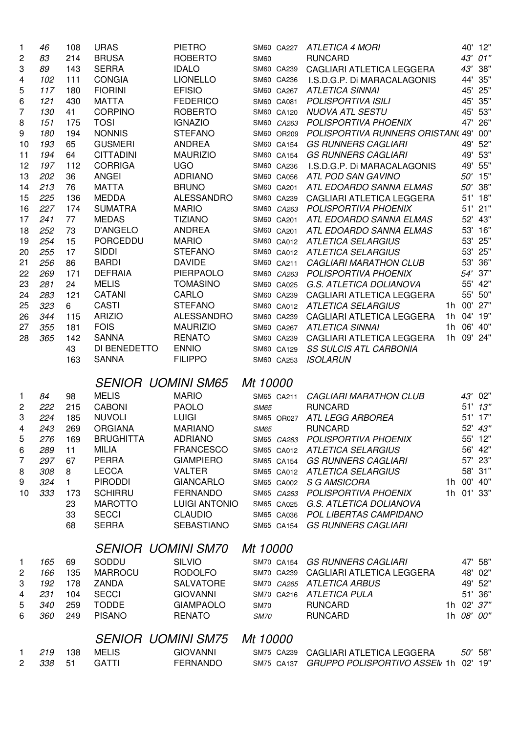| | | | | | | | | |
|---|---|---|---|---|---|---|---|---|
| 1 | 46 | 108 | URAS | PIETRO | SM60 | CA227 | ATLETICA 4 MORI | 40' 12'' |
| 2 | 83 | 214 | BRUSA | ROBERTO | SM60 | | RUNCARD | 43' 01'' |
| 3 | 89 | 143 | SERRA | IDALO | SM60 | CA239 | CAGLIARI ATLETICA LEGGERA | 43' 38'' |
| 4 | 102 | 111 | CONGIA | LIONELLO | SM60 | CA236 | I.S.D.G.P. Di MARACALAGONIS | 44' 35'' |
| 5 | 117 | 180 | FIORINI | EFISIO | SM60 | CA267 | ATLETICA SINNAI | 45' 25'' |
| 6 | 121 | 430 | MATTA | FEDERICO | SM60 | CA081 | POLISPORTIVA ISILI | 45' 35'' |
| 7 | 130 | 41 | CORPINO | ROBERTO | SM60 | CA120 | NUOVA ATL SESTU | 45' 53'' |
| 8 | 151 | 175 | TOSI | IGNAZIO | SM60 | CA263 | POLISPORTIVA PHOENIX | 47' 26'' |
| 9 | 180 | 194 | NONNIS | STEFANO | SM60 | OR209 | POLISPORTIVA RUNNERS ORISTAN( | 49' 00'' |
| 10 | 193 | 65 | GUSMERI | ANDREA | SM60 | CA154 | GS RUNNERS CAGLIARI | 49' 52'' |
| 11 | 194 | 64 | CITTADINI | MAURIZIO | SM60 | CA154 | GS RUNNERS CAGLIARI | 49' 53'' |
| 12 | 197 | 112 | CORRIGA | UGO | SM60 | CA236 | I.S.D.G.P. Di MARACALAGONIS | 49' 55'' |
| 13 | 202 | 36 | ANGEI | ADRIANO | SM60 | CA056 | ATL POD SAN GAVINO | 50' 15'' |
| 14 | 213 | 76 | MATTA | BRUNO | SM60 | CA201 | ATL EDOARDO SANNA ELMAS | 50' 38'' |
| 15 | 225 | 136 | MEDDA | ALESSANDRO | SM60 | CA239 | CAGLIARI ATLETICA LEGGERA | 51' 18'' |
| 16 | 227 | 174 | SUMATRA | MARIO | SM60 | CA263 | POLISPORTIVA PHOENIX | 51' 21'' |
| 17 | 241 | 77 | MEDAS | TIZIANO | SM60 | CA201 | ATL EDOARDO SANNA ELMAS | 52' 43'' |
| 18 | 252 | 73 | D'ANGELO | ANDREA | SM60 | CA201 | ATL EDOARDO SANNA ELMAS | 53' 16'' |
| 19 | 254 | 15 | PORCEDDU | MARIO | SM60 | CA012 | ATLETICA SELARGIUS | 53' 25'' |
| 20 | 255 | 17 | SIDDI | STEFANO | SM60 | CA012 | ATLETICA SELARGIUS | 53' 25'' |
| 21 | 256 | 86 | BARDI | DAVIDE | SM60 | CA211 | CAGLIARI MARATHON CLUB | 53' 36'' |
| 22 | 269 | 171 | DEFRAIA | PIERPAOLO | SM60 | CA263 | POLISPORTIVA PHOENIX | 54' 37'' |
| 23 | 281 | 24 | MELIS | TOMASINO | SM60 | CA025 | G.S. ATLETICA DOLIANOVA | 55' 42'' |
| 24 | 283 | 121 | CATANI | CARLO | SM60 | CA239 | CAGLIARI ATLETICA LEGGERA | 55' 50'' |
| 25 | 323 | 6 | CASTI | STEFANO | SM60 | CA012 | ATLETICA SELARGIUS | 1h 00' 27'' |
| 26 | 344 | 115 | ARIZIO | ALESSANDRO | SM60 | CA239 | CAGLIARI ATLETICA LEGGERA | 1h 04' 19'' |
| 27 | 355 | 181 | FOIS | MAURIZIO | SM60 | CA267 | ATLETICA SINNAI | 1h 06' 40'' |
| 28 | 365 | 142 | SANNA | RENATO | SM60 | CA239 | CAGLIARI ATLETICA LEGGERA | 1h 09' 24'' |
| | | 43 | DI BENEDETTO | ENNIO | SM60 | CA129 | SS SULCIS ATL CARBONIA | |
| | | 163 | SANNA | FILIPPO | SM60 | CA253 | ISOLARUN | |

## SENIOR UOMINI SM65 Mt 10000

| | | | | | | | | |
|---|---|---|---|---|---|---|---|---|
| 1 | 84 | 98 | MELIS | MARIO | SM65 | CA211 | CAGLIARI MARATHON CLUB | 43' 02'' |
| 2 | 222 | 215 | CABONI | PAOLO | SM65 | | RUNCARD | 51' 13'' |
| 3 | 224 | 185 | NUVOLI | LUIGI | SM65 | OR027 | ATL LEGG ARBOREA | 51' 17'' |
| 4 | 243 | 269 | ORGIANA | MARIANO | SM65 | | RUNCARD | 52' 43'' |
| 5 | 276 | 169 | BRUGHITTA | ADRIANO | SM65 | CA263 | POLISPORTIVA PHOENIX | 55' 12'' |
| 6 | 289 | 11 | MILIA | FRANCESCO | SM65 | CA012 | ATLETICA SELARGIUS | 56' 42'' |
| 7 | 297 | 67 | PERRA | GIAMPIERO | SM65 | CA154 | GS RUNNERS CAGLIARI | 57' 23'' |
| 8 | 308 | 8 | LECCA | VALTER | SM65 | CA012 | ATLETICA SELARGIUS | 58' 31'' |
| 9 | 324 | 1 | PIRODDI | GIANCARLO | SM65 | CA002 | S G AMSICORA | 1h 00' 40'' |
| 10 | 333 | 173 | SCHIRRU | FERNANDO | SM65 | CA263 | POLISPORTIVA PHOENIX | 1h 01' 33'' |
| | | 23 | MAROTTO | LUIGI ANTONIO | SM65 | CA025 | G.S. ATLETICA DOLIANOVA | |
| | | 33 | SECCI | CLAUDIO | SM65 | CA036 | POL LIBERTAS CAMPIDANO | |
| | | 68 | SERRA | SEBASTIANO | SM65 | CA154 | GS RUNNERS CAGLIARI | |

## SENIOR UOMINI SM70 Mt 10000

| | | | | | | | | |
|---|---|---|---|---|---|---|---|---|
| 1 | 165 | 69 | SODDU | SILVIO | SM70 | CA154 | GS RUNNERS CAGLIARI | 47' 58'' |
| 2 | 166 | 135 | MARROCU | RODOLFO | SM70 | CA239 | CAGLIARI ATLETICA LEGGERA | 48' 02'' |
| 3 | 192 | 178 | ZANDA | SALVATORE | SM70 | CA265 | ATLETICA ARBUS | 49' 52'' |
| 4 | 231 | 104 | SECCI | GIOVANNI | SM70 | CA216 | ATLETICA PULA | 51' 36'' |
| 5 | 340 | 259 | TODDE | GIAMPAOLO | SM70 | | RUNCARD | 1h 02' 37'' |
| 6 | 360 | 249 | PISANO | RENATO | SM70 | | RUNCARD | 1h 08' 00'' |

## SENIOR UOMINI SM75 Mt 10000

| | | | | | | | | |
|---|---|---|---|---|---|---|---|---|
| 1 | 219 | 138 | MELIS | GIOVANNI | SM75 | CA239 | CAGLIARI ATLETICA LEGGERA | 50' 58'' |
| 2 | 338 | 51 | GATTI | FERNANDO | SM75 | CA137 | GRUPPO POLISPORTIVO ASSEN | 1h 02' 19'' |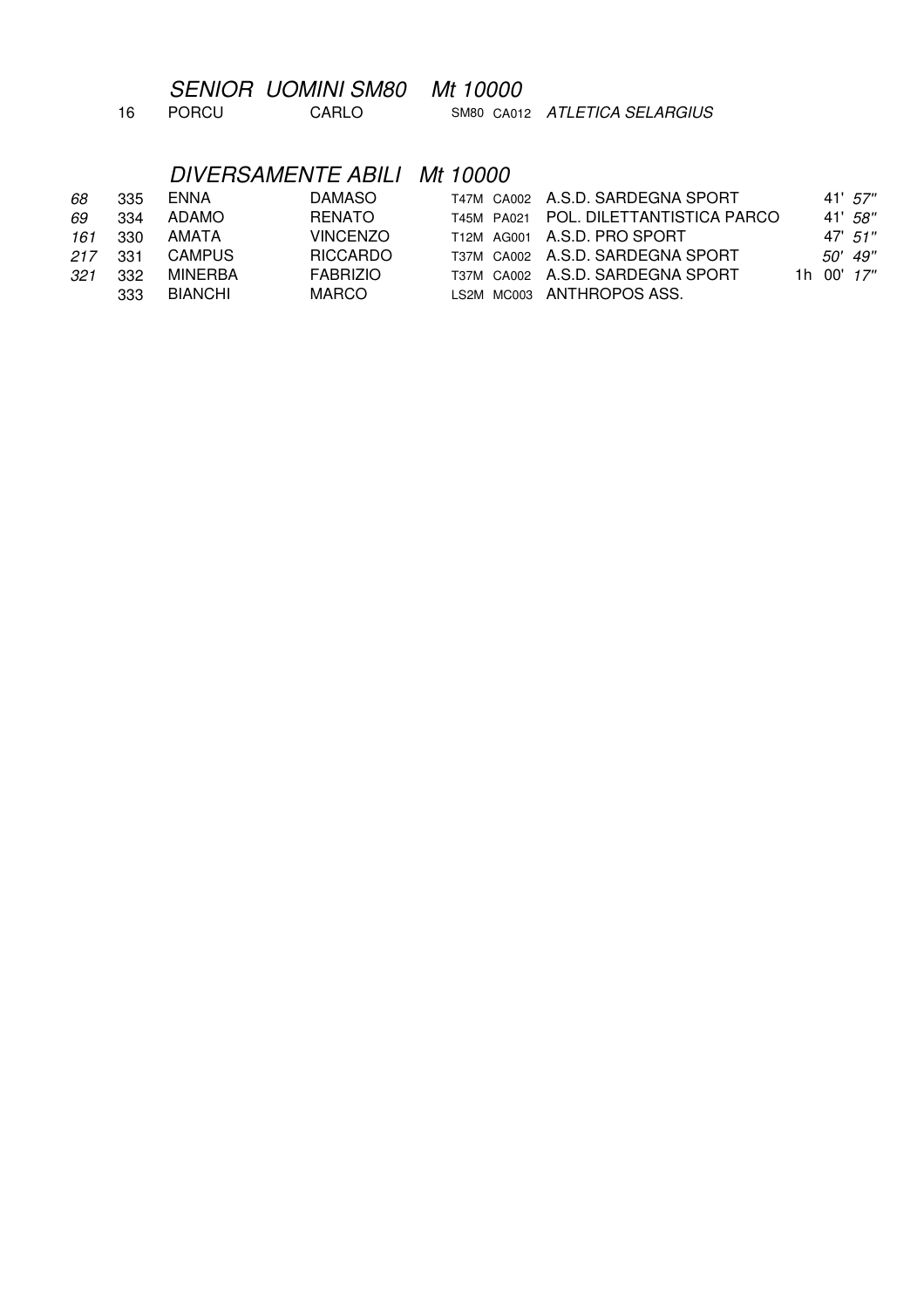## *SENIOR UOMINI SM80 Mt 10000*

| | | | | | | | |
|---|---|---|---|---|---|---|---|
| | 16 | PORCU | CARLO | SM80 | CA012 | *ATLETICA SELARGIUS* | |

## *DIVERSAMENTE ABILI Mt 10000*

| | | | | | | | |
|---|---|---|---|---|---|---|---|
| *68* | 335 | ENNA | DAMASO | T47M | CA002 | A.S.D. SARDEGNA SPORT | 41' *57"* |
| *69* | 334 | ADAMO | RENATO | T45M | PA021 | POL. DILETTANTISTICA PARCO | 41' *58"* |
| *161* | 330 | AMATA | VINCENZO | T12M | AG001 | A.S.D. PRO SPORT | 47' *51"* |
| *217* | 331 | CAMPUS | RICCARDO | T37M | CA002 | A.S.D. SARDEGNA SPORT | *50' 49"* |
| *321* | 332 | MINERBA | FABRIZIO | T37M | CA002 | A.S.D. SARDEGNA SPORT | 1h 00' *17"* |
| | 333 | BIANCHI | MARCO | LS2M | MC003 | ANTHROPOS ASS. | |